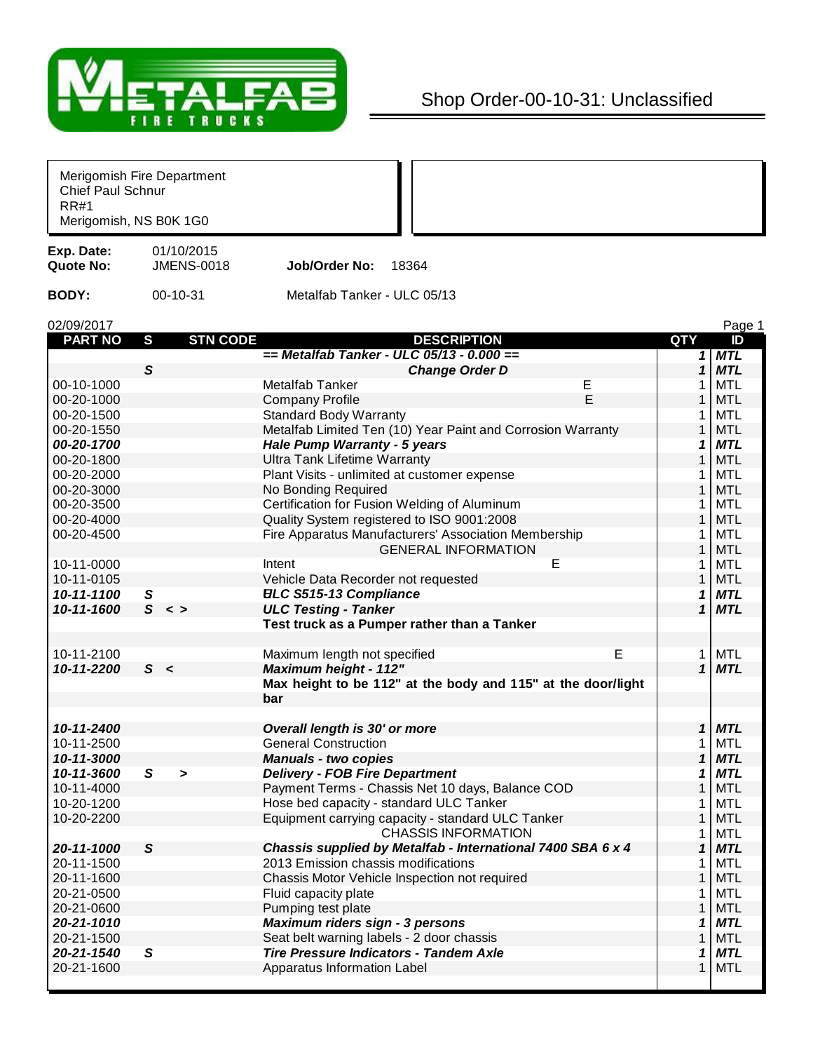# Shop Order-00-10-31: Unclassified

Merigomish Fire Department
Chief Paul Schnur
RR#1
Merigomish, NS B0K 1G0

**Exp. Date:** 01/10/2015
**Quote No:** JMENS-0018 **Job/Order No:** 18364

**BODY:** 00-10-31 Metalfab Tanker - ULC 05/13

02/09/2017

| PART NO | S | STN CODE | DESCRIPTION | | QTY | ID |
|---|---|---|---|---|---|---|
| | | | ***== Metalfab Tanker - ULC 05/13 - 0.000 ==*** | | ***1*** | ***MTL*** |
| | ***S*** | | ***Change Order D*** | | ***1*** | ***MTL*** |
| 00-10-1000 | | | Metalfab Tanker | E | 1 | MTL |
| 00-20-1000 | | | Company Profile | E | 1 | MTL |
| 00-20-1500 | | | Standard Body Warranty | | 1 | MTL |
| 00-20-1550 | | | Metalfab Limited Ten (10) Year Paint and Corrosion Warranty | | 1 | MTL |
| ***00-20-1700*** | | | ***Hale Pump Warranty - 5 years*** | | ***1*** | ***MTL*** |
| 00-20-1800 | | | Ultra Tank Lifetime Warranty | | 1 | MTL |
| 00-20-2000 | | | Plant Visits - unlimited at customer expense | | 1 | MTL |
| 00-20-3000 | | | No Bonding Required | | 1 | MTL |
| 00-20-3500 | | | Certification for Fusion Welding of Aluminum | | 1 | MTL |
| 00-20-4000 | | | Quality System registered to ISO 9001:2008 | | 1 | MTL |
| 00-20-4500 | | | Fire Apparatus Manufacturers' Association Membership | | 1 | MTL |
| | | | GENERAL INFORMATION | | 1 | MTL |
| 10-11-0000 | | | Intent | E | 1 | MTL |
| 10-11-0105 | | | Vehicle Data Recorder not requested | | 1 | MTL |
| ***10-11-1100*** | ***S*** | | ***ULC S515-13 Compliance*** | | ***1*** | ***MTL*** |
| ***10-11-1600*** | ***S*** | **< >** | ***ULC Testing - Tanker*** | | ***1*** | ***MTL*** |
| | | | **Test truck as a Pumper rather than a Tanker** | | | |
| 10-11-2100 | | | Maximum length not specified | E | 1 | MTL |
| ***10-11-2200*** | ***S*** | **<** | ***Maximum height - 112"*** | | ***1*** | ***MTL*** |
| | | | **Max height to be 112" at the body and 115" at the door/light bar** | | | |
| ***10-11-2400*** | | | ***Overall length is 30' or more*** | | ***1*** | ***MTL*** |
| 10-11-2500 | | | General Construction | | 1 | MTL |
| ***10-11-3000*** | | | ***Manuals - two copies*** | | ***1*** | ***MTL*** |
| ***10-11-3600*** | ***S*** | **>** | ***Delivery - FOB Fire Department*** | | ***1*** | ***MTL*** |
| 10-11-4000 | | | Payment Terms - Chassis Net 10 days, Balance COD | | 1 | MTL |
| 10-20-1200 | | | Hose bed capacity - standard ULC Tanker | | 1 | MTL |
| 10-20-2200 | | | Equipment carrying capacity - standard ULC Tanker | | 1 | MTL |
| | | | CHASSIS INFORMATION | | 1 | MTL |
| ***20-11-1000*** | ***S*** | | ***Chassis supplied by Metalfab - International 7400 SBA 6 x 4*** | | ***1*** | ***MTL*** |
| 20-11-1500 | | | 2013 Emission chassis modifications | | 1 | MTL |
| 20-11-1600 | | | Chassis Motor Vehicle Inspection not required | | 1 | MTL |
| 20-21-0500 | | | Fluid capacity plate | | 1 | MTL |
| 20-21-0600 | | | Pumping test plate | | 1 | MTL |
| ***20-21-1010*** | | | ***Maximum riders sign - 3 persons*** | | ***1*** | ***MTL*** |
| 20-21-1500 | | | Seat belt warning labels - 2 door chassis | | 1 | MTL |
| ***20-21-1540*** | ***S*** | | ***Tire Pressure Indicators - Tandem Axle*** | | ***1*** | ***MTL*** |
| 20-21-1600 | | | Apparatus Information Label | | 1 | MTL |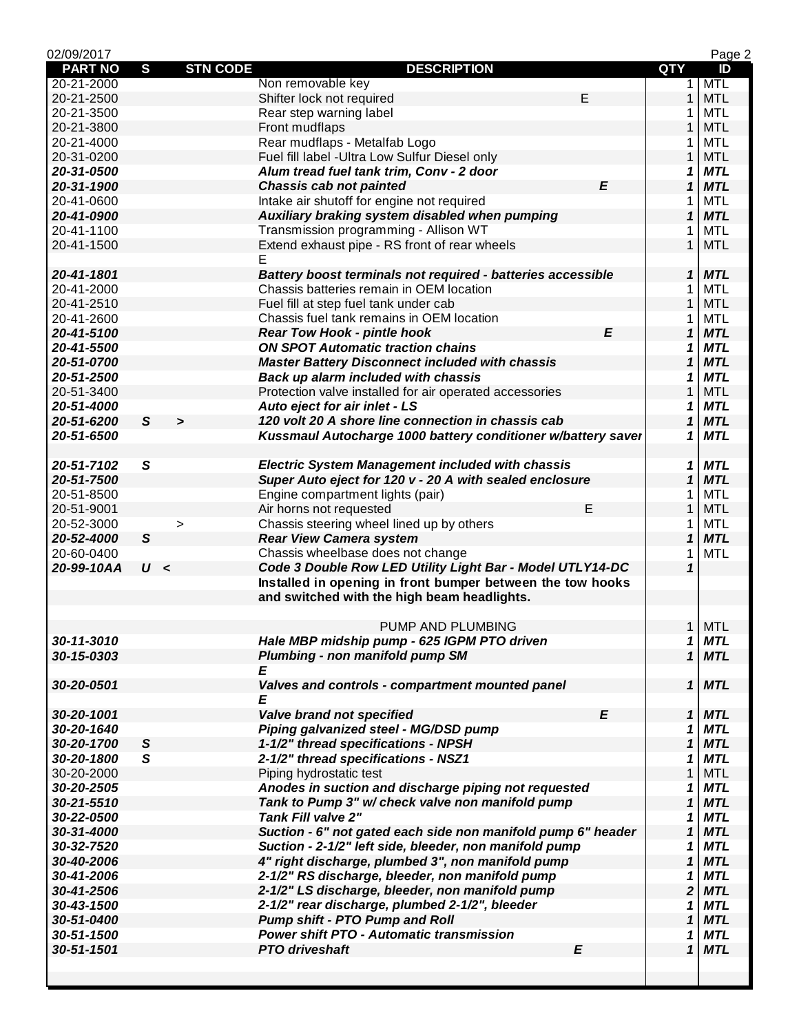| PART NO | S | STN CODE | DESCRIPTION | QTY | ID |
|---|---|---|---|---|---|
| 20-21-2000 | | | Non removable key | 1 | MTL |
| 20-21-2500 | | | Shifter lock not required E | 1 | MTL |
| 20-21-3500 | | | Rear step warning label | 1 | MTL |
| 20-21-3800 | | | Front mudflaps | 1 | MTL |
| 20-21-4000 | | | Rear mudflaps - Metalfab Logo | 1 | MTL |
| 20-31-0200 | | | Fuel fill label -Ultra Low Sulfur Diesel only | 1 | MTL |
| ***20-31-0500*** | | | ***Alum tread fuel tank trim, Conv - 2 door*** | ***1*** | ***MTL*** |
| ***20-31-1900*** | | | ***Chassis cab not painted E*** | ***1*** | ***MTL*** |
| 20-41-0600 | | | Intake air shutoff for engine not required | 1 | MTL |
| ***20-41-0900*** | | | ***Auxiliary braking system disabled when pumping*** | ***1*** | ***MTL*** |
| 20-41-1100 | | | Transmission programming - Allison WT | 1 | MTL |
| 20-41-1500 | | | Extend exhaust pipe - RS front of rear wheels E | 1 | MTL |
| ***20-41-1801*** | | | ***Battery boost terminals not required - batteries accessible*** | ***1*** | ***MTL*** |
| 20-41-2000 | | | Chassis batteries remain in OEM location | 1 | MTL |
| 20-41-2510 | | | Fuel fill at step fuel tank under cab | 1 | MTL |
| 20-41-2600 | | | Chassis fuel tank remains in OEM location | 1 | MTL |
| ***20-41-5100*** | | | ***Rear Tow Hook - pintle hook E*** | ***1*** | ***MTL*** |
| ***20-41-5500*** | | | ***ON SPOT Automatic traction chains*** | ***1*** | ***MTL*** |
| ***20-51-0700*** | | | ***Master Battery Disconnect included with chassis*** | ***1*** | ***MTL*** |
| ***20-51-2500*** | | | ***Back up alarm included with chassis*** | ***1*** | ***MTL*** |
| 20-51-3400 | | | Protection valve installed for air operated accessories | 1 | MTL |
| ***20-51-4000*** | | | ***Auto eject for air inlet - LS*** | ***1*** | ***MTL*** |
| ***20-51-6200*** | ***S*** | ***>*** | ***120 volt 20 A shore line connection in chassis cab*** | ***1*** | ***MTL*** |
| ***20-51-6500*** | | | ***Kussmaul Autocharge 1000 battery conditioner w/battery saver*** | ***1*** | ***MTL*** |
| ***20-51-7102*** | ***S*** | | ***Electric System Management included with chassis*** | ***1*** | ***MTL*** |
| ***20-51-7500*** | | | ***Super Auto eject for 120 v - 20 A with sealed enclosure*** | ***1*** | ***MTL*** |
| 20-51-8500 | | | Engine compartment lights (pair) | 1 | MTL |
| 20-51-9001 | | | Air horns not requested E | 1 | MTL |
| 20-52-3000 | | > | Chassis steering wheel lined up by others | 1 | MTL |
| ***20-52-4000*** | ***S*** | | ***Rear View Camera system*** | ***1*** | ***MTL*** |
| 20-60-0400 | | | Chassis wheelbase does not change | 1 | MTL |
| ***20-99-10AA*** | ***U*** | ***<*** | ***Code 3 Double Row LED Utility Light Bar - Model UTLY14-DC*** **Installed in opening in front bumper between the tow hooks and switched with the high beam headlights.** | ***1*** | |
| | | | PUMP AND PLUMBING | 1 | MTL |
| ***30-11-3010*** | | | ***Hale MBP midship pump - 625 IGPM PTO driven*** | ***1*** | ***MTL*** |
| ***30-15-0303*** | | | ***Plumbing - non manifold pump SM E*** | ***1*** | ***MTL*** |
| ***30-20-0501*** | | | ***Valves and controls - compartment mounted panel E*** | ***1*** | ***MTL*** |
| ***30-20-1001*** | | | ***Valve brand not specified E*** | ***1*** | ***MTL*** |
| ***30-20-1640*** | | | ***Piping galvanized steel - MG/DSD pump*** | ***1*** | ***MTL*** |
| ***30-20-1700*** | ***S*** | | ***1-1/2" thread specifications - NPSH*** | ***1*** | ***MTL*** |
| ***30-20-1800*** | ***S*** | | ***2-1/2" thread specifications - NSZ1*** | ***1*** | ***MTL*** |
| 30-20-2000 | | | Piping hydrostatic test | 1 | MTL |
| ***30-20-2505*** | | | ***Anodes in suction and discharge piping not requested*** | ***1*** | ***MTL*** |
| ***30-21-5510*** | | | ***Tank to Pump 3" w/ check valve non manifold pump*** | ***1*** | ***MTL*** |
| ***30-22-0500*** | | | ***Tank Fill valve 2"*** | ***1*** | ***MTL*** |
| ***30-31-4000*** | | | ***Suction - 6" not gated each side non manifold pump 6" header*** | ***1*** | ***MTL*** |
| ***30-32-7520*** | | | ***Suction - 2-1/2" left side, bleeder, non manifold pump*** | ***1*** | ***MTL*** |
| ***30-40-2006*** | | | ***4" right discharge, plumbed 3", non manifold pump*** | ***1*** | ***MTL*** |
| ***30-41-2006*** | | | ***2-1/2" RS discharge, bleeder, non manifold pump*** | ***1*** | ***MTL*** |
| ***30-41-2506*** | | | ***2-1/2" LS discharge, bleeder, non manifold pump*** | ***2*** | ***MTL*** |
| ***30-43-1500*** | | | ***2-1/2" rear discharge, plumbed 2-1/2", bleeder*** | ***1*** | ***MTL*** |
| ***30-51-0400*** | | | ***Pump shift - PTO Pump and Roll*** | ***1*** | ***MTL*** |
| ***30-51-1500*** | | | ***Power shift PTO - Automatic transmission*** | ***1*** | ***MTL*** |
| ***30-51-1501*** | | | ***PTO driveshaft E*** | ***1*** | ***MTL*** |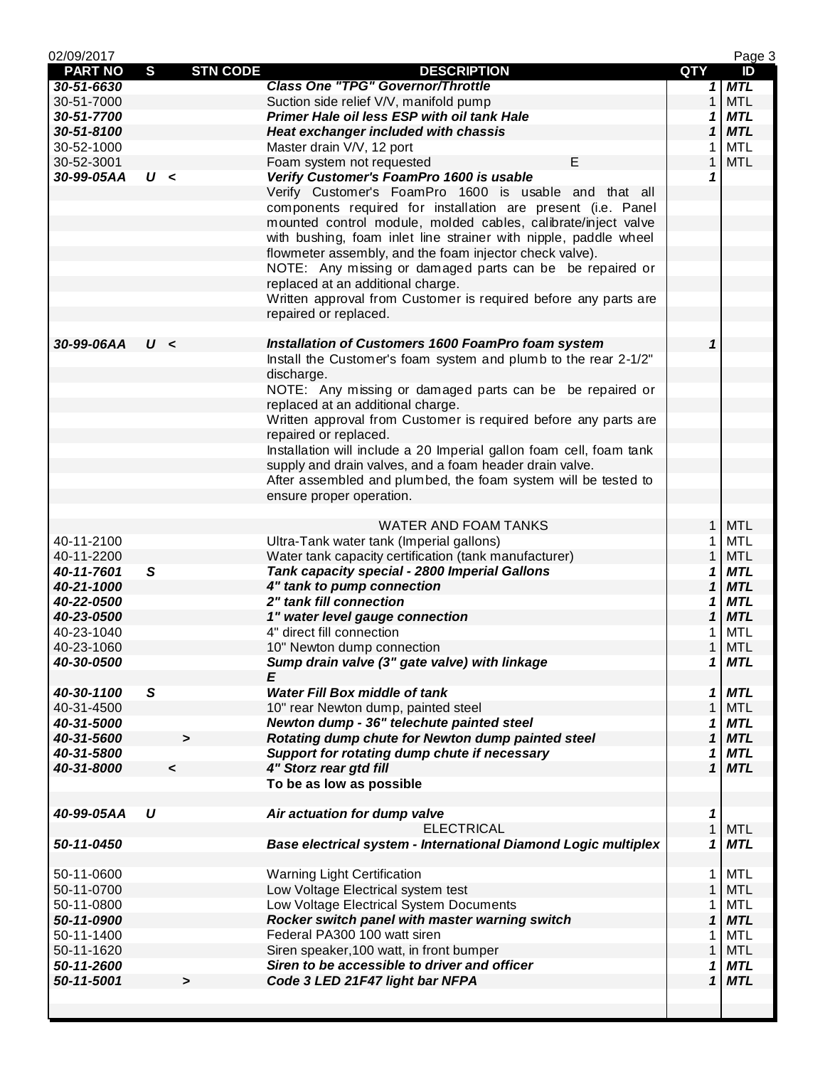| PART NO | S | STN CODE | DESCRIPTION | QTY | ID |
|---|---|---|---|---|---|
| ***30-51-6630*** | | | ***Class One "TPG" Governor/Throttle*** | ***1*** | ***MTL*** |
| 30-51-7000 | | | Suction side relief V/V, manifold pump | 1 | MTL |
| ***30-51-7700*** | | | ***Primer Hale oil less ESP with oil tank Hale*** | ***1*** | ***MTL*** |
| ***30-51-8100*** | | | ***Heat exchanger included with chassis*** | ***1*** | ***MTL*** |
| 30-52-1000 | | | Master drain V/V, 12 port | 1 | MTL |
| 30-52-3001 | | | Foam system not requested E | 1 | MTL |
| ***30-99-05AA*** | ***U*** | ***<*** | ***Verify Customer's FoamPro 1600 is usable*** | ***1*** | |
| | | | Verify Customer's FoamPro 1600 is usable and that all components required for installation are present (i.e. Panel mounted control module, molded cables, calibrate/inject valve with bushing, foam inlet line strainer with nipple, paddle wheel flowmeter assembly, and the foam injector check valve). | | |
| | | | NOTE: Any missing or damaged parts can be be repaired or replaced at an additional charge. | | |
| | | | Written approval from Customer is required before any parts are repaired or replaced. | | |
| | | | | | |
| ***30-99-06AA*** | ***U*** | ***<*** | ***Installation of Customers 1600 FoamPro foam system*** | ***1*** | |
| | | | Install the Customer's foam system and plumb to the rear 2-1/2" discharge. | | |
| | | | NOTE: Any missing or damaged parts can be be repaired or replaced at an additional charge. | | |
| | | | Written approval from Customer is required before any parts are repaired or replaced. | | |
| | | | Installation will include a 20 Imperial gallon foam cell, foam tank supply and drain valves, and a foam header drain valve. | | |
| | | | After assembled and plumbed, the foam system will be tested to ensure proper operation. | | |
| | | | | | |
| | | | WATER AND FOAM TANKS | 1 | MTL |
| 40-11-2100 | | | Ultra-Tank water tank (Imperial gallons) | 1 | MTL |
| 40-11-2200 | | | Water tank capacity certification (tank manufacturer) | 1 | MTL |
| ***40-11-7601*** | ***S*** | | ***Tank capacity special - 2800 Imperial Gallons*** | ***1*** | ***MTL*** |
| ***40-21-1000*** | | | ***4" tank to pump connection*** | ***1*** | ***MTL*** |
| ***40-22-0500*** | | | ***2" tank fill connection*** | ***1*** | ***MTL*** |
| ***40-23-0500*** | | | ***1" water level gauge connection*** | ***1*** | ***MTL*** |
| 40-23-1040 | | | 4" direct fill connection | 1 | MTL |
| 40-23-1060 | | | 10" Newton dump connection | 1 | MTL |
| ***40-30-0500*** | | | ***Sump drain valve (3" gate valve) with linkage*** | ***1*** | ***MTL*** |
| | | | ***E*** | | |
| ***40-30-1100*** | ***S*** | | ***Water Fill Box middle of tank*** | ***1*** | ***MTL*** |
| 40-31-4500 | | | 10" rear Newton dump, painted steel | 1 | MTL |
| ***40-31-5000*** | | | ***Newton dump - 36" telechute painted steel*** | ***1*** | ***MTL*** |
| ***40-31-5600*** | | ***>*** | ***Rotating dump chute for Newton dump painted steel*** | ***1*** | ***MTL*** |
| ***40-31-5800*** | | | ***Support for rotating dump chute if necessary*** | ***1*** | ***MTL*** |
| ***40-31-8000*** | | ***<*** | ***4" Storz rear gtd fill*** | ***1*** | ***MTL*** |
| | | | **To be as low as possible** | | |
| | | | | | |
| ***40-99-05AA*** | ***U*** | | ***Air actuation for dump valve*** | ***1*** | |
| | | | ELECTRICAL | 1 | MTL |
| ***50-11-0450*** | | | ***Base electrical system - International Diamond Logic multiplex*** | ***1*** | ***MTL*** |
| | | | | | |
| 50-11-0600 | | | Warning Light Certification | 1 | MTL |
| 50-11-0700 | | | Low Voltage Electrical system test | 1 | MTL |
| 50-11-0800 | | | Low Voltage Electrical System Documents | 1 | MTL |
| ***50-11-0900*** | | | ***Rocker switch panel with master warning switch*** | ***1*** | ***MTL*** |
| 50-11-1400 | | | Federal PA300 100 watt siren | 1 | MTL |
| 50-11-1620 | | | Siren speaker,100 watt, in front bumper | 1 | MTL |
| ***50-11-2600*** | | | ***Siren to be accessible to driver and officer*** | ***1*** | ***MTL*** |
| ***50-11-5001*** | | ***>*** | ***Code 3 LED 21F47 light bar NFPA*** | ***1*** | ***MTL*** |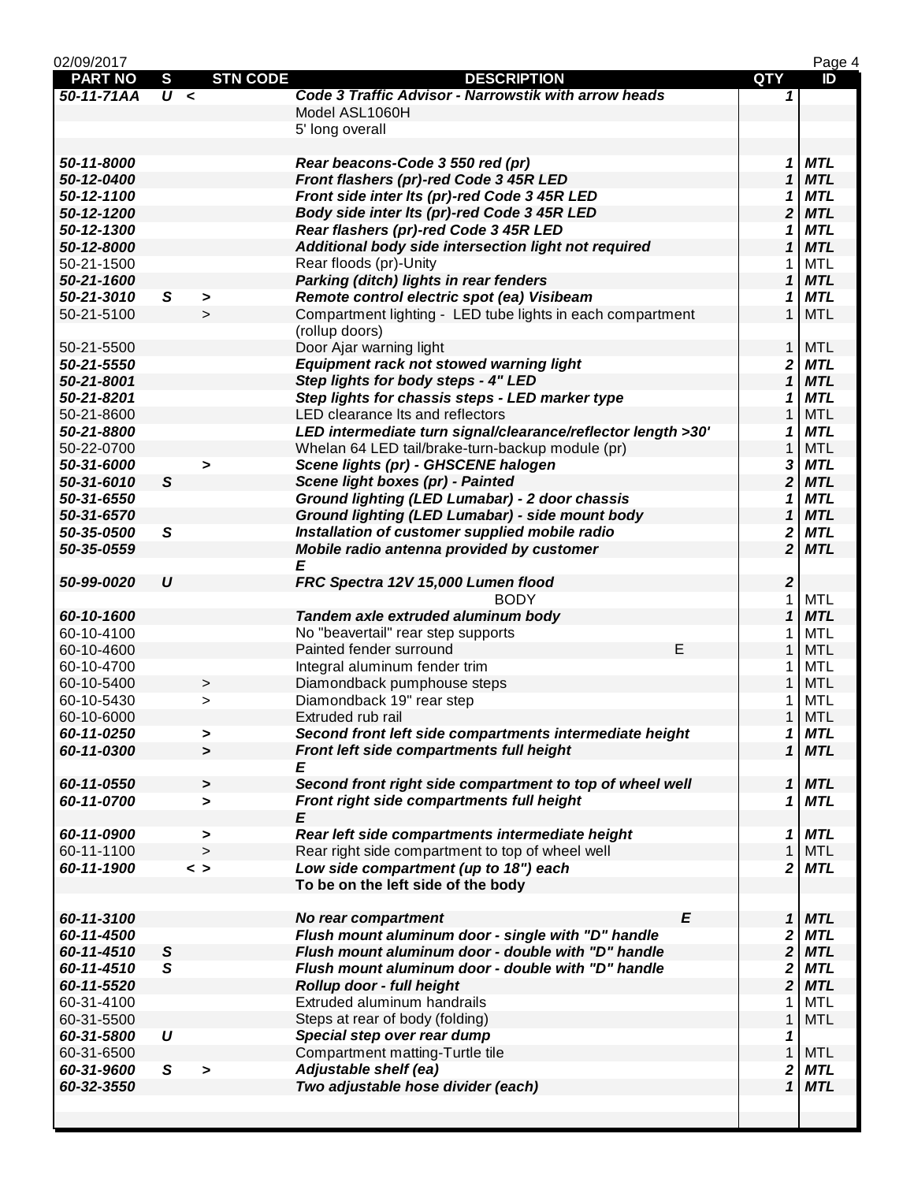| PART NO | S | STN CODE | DESCRIPTION | QTY | ID |
|---|---|---|---|---|---|
| ***50-11-71AA*** | ***U*** | ***<*** | ***Code 3 Traffic Advisor - Narrowstik with arrow heads*** | ***1*** | |
| | | | Model ASL1060H | | |
| | | | 5' long overall | | |
| | | | | | |
| ***50-11-8000*** | | | ***Rear beacons-Code 3 550 red (pr)*** | ***1*** | ***MTL*** |
| ***50-12-0400*** | | | ***Front flashers (pr)-red Code 3 45R LED*** | ***1*** | ***MTL*** |
| ***50-12-1100*** | | | ***Front side inter lts (pr)-red Code 3 45R LED*** | ***1*** | ***MTL*** |
| ***50-12-1200*** | | | ***Body side inter lts (pr)-red Code 3 45R LED*** | ***2*** | ***MTL*** |
| ***50-12-1300*** | | | ***Rear flashers (pr)-red Code 3 45R LED*** | ***1*** | ***MTL*** |
| ***50-12-8000*** | | | ***Additional body side intersection light not required*** | ***1*** | ***MTL*** |
| 50-21-1500 | | | Rear floods (pr)-Unity | 1 | MTL |
| ***50-21-1600*** | | | ***Parking (ditch) lights in rear fenders*** | ***1*** | ***MTL*** |
| ***50-21-3010*** | ***S*** | ***>*** | ***Remote control electric spot (ea) Visibeam*** | ***1*** | ***MTL*** |
| 50-21-5100 | | > | Compartment lighting - LED tube lights in each compartment | 1 | MTL |
| | | | (rollup doors) | | |
| 50-21-5500 | | | Door Ajar warning light | 1 | MTL |
| ***50-21-5550*** | | | ***Equipment rack not stowed warning light*** | ***2*** | ***MTL*** |
| ***50-21-8001*** | | | ***Step lights for body steps - 4" LED*** | ***1*** | ***MTL*** |
| ***50-21-8201*** | | | ***Step lights for chassis steps - LED marker type*** | ***1*** | ***MTL*** |
| 50-21-8600 | | | LED clearance lts and reflectors | 1 | MTL |
| ***50-21-8800*** | | | ***LED intermediate turn signal/clearance/reflector length >30'*** | ***1*** | ***MTL*** |
| 50-22-0700 | | | Whelan 64 LED tail/brake-turn-backup module (pr) | 1 | MTL |
| ***50-31-6000*** | | ***>*** | ***Scene lights (pr) - GHSCENE halogen*** | ***3*** | ***MTL*** |
| ***50-31-6010*** | ***S*** | | ***Scene light boxes (pr) - Painted*** | ***2*** | ***MTL*** |
| ***50-31-6550*** | | | ***Ground lighting (LED Lumabar) - 2 door chassis*** | ***1*** | ***MTL*** |
| ***50-31-6570*** | | | ***Ground lighting (LED Lumabar) - side mount body*** | ***1*** | ***MTL*** |
| ***50-35-0500*** | ***S*** | | ***Installation of customer supplied mobile radio*** | ***2*** | ***MTL*** |
| ***50-35-0559*** | | | ***Mobile radio antenna provided by customer*** | ***2*** | ***MTL*** |
| | | | ***E*** | | |
| ***50-99-0020*** | ***U*** | | ***FRC Spectra 12V 15,000 Lumen flood*** | ***2*** | |
| | | | BODY | 1 | MTL |
| ***60-10-1600*** | | | ***Tandem axle extruded aluminum body*** | ***1*** | ***MTL*** |
| 60-10-4100 | | | No "beavertail" rear step supports | 1 | MTL |
| 60-10-4600 | | | Painted fender surround E | 1 | MTL |
| 60-10-4700 | | | Integral aluminum fender trim | 1 | MTL |
| 60-10-5400 | | > | Diamondback pumphouse steps | 1 | MTL |
| 60-10-5430 | | > | Diamondback 19" rear step | 1 | MTL |
| 60-10-6000 | | | Extruded rub rail | 1 | MTL |
| ***60-11-0250*** | | ***>*** | ***Second front left side compartments intermediate height*** | ***1*** | ***MTL*** |
| ***60-11-0300*** | | ***>*** | ***Front left side compartments full height*** | ***1*** | ***MTL*** |
| | | | ***E*** | | |
| ***60-11-0550*** | | ***>*** | ***Second front right side compartment to top of wheel well*** | ***1*** | ***MTL*** |
| ***60-11-0700*** | | ***>*** | ***Front right side compartments full height*** | ***1*** | ***MTL*** |
| | | | ***E*** | | |
| ***60-11-0900*** | | ***>*** | ***Rear left side compartments intermediate height*** | ***1*** | ***MTL*** |
| 60-11-1100 | | > | Rear right side compartment to top of wheel well | 1 | MTL |
| ***60-11-1900*** | | ***< >*** | ***Low side compartment (up to 18") each*** | ***2*** | ***MTL*** |
| | | | **To be on the left side of the body** | | |
| | | | | | |
| ***60-11-3100*** | | | ***No rear compartment E*** | ***1*** | ***MTL*** |
| ***60-11-4500*** | | | ***Flush mount aluminum door - single with "D" handle*** | ***2*** | ***MTL*** |
| ***60-11-4510*** | ***S*** | | ***Flush mount aluminum door - double with "D" handle*** | ***2*** | ***MTL*** |
| ***60-11-4510*** | ***S*** | | ***Flush mount aluminum door - double with "D" handle*** | ***2*** | ***MTL*** |
| ***60-11-5520*** | | | ***Rollup door - full height*** | ***2*** | ***MTL*** |
| 60-31-4100 | | | Extruded aluminum handrails | 1 | MTL |
| 60-31-5500 | | | Steps at rear of body (folding) | 1 | MTL |
| ***60-31-5800*** | ***U*** | | ***Special step over rear dump*** | ***1*** | |
| 60-31-6500 | | | Compartment matting-Turtle tile | 1 | MTL |
| ***60-31-9600*** | ***S*** | ***>*** | ***Adjustable shelf (ea)*** | ***2*** | ***MTL*** |
| ***60-32-3550*** | | | ***Two adjustable hose divider (each)*** | ***1*** | ***MTL*** |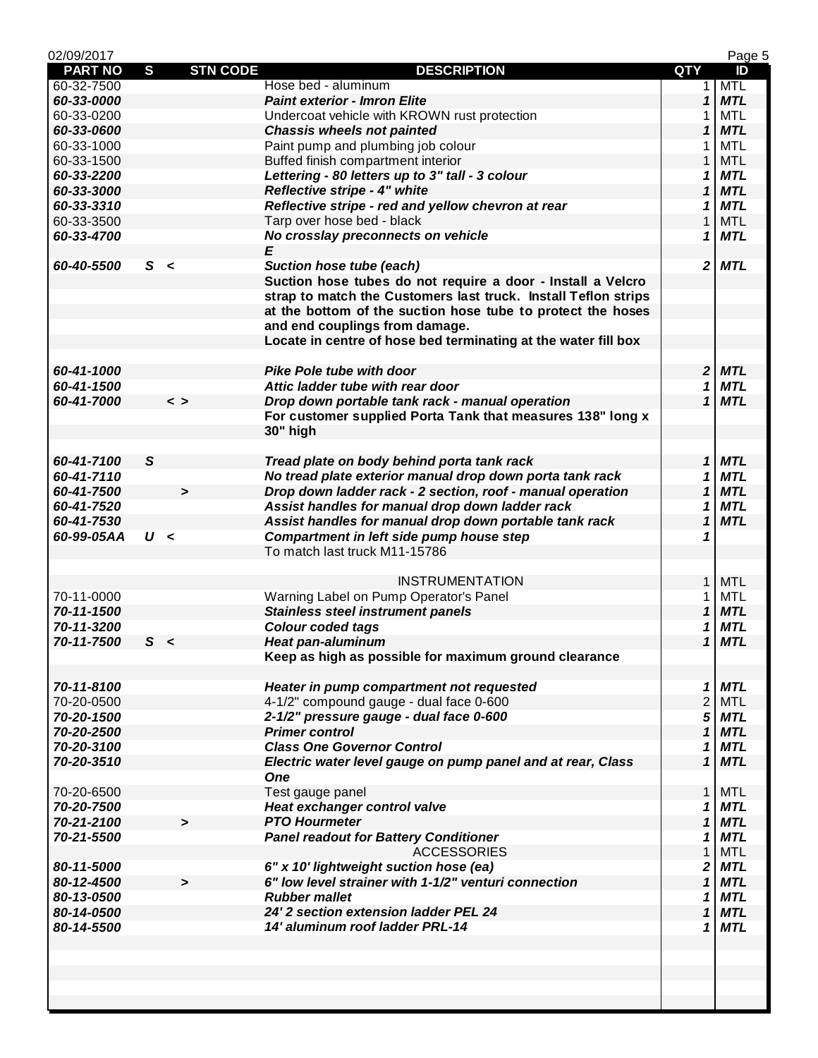| PART NO | S | STN CODE | DESCRIPTION | QTY | ID |
|---|---|---|---|---|---|
| 60-32-7500 | | | Hose bed - aluminum | 1 | MTL |
| ***60-33-0000*** | | | ***Paint exterior - Imron Elite*** | ***1*** | ***MTL*** |
| 60-33-0200 | | | Undercoat vehicle with KROWN rust protection | 1 | MTL |
| ***60-33-0600*** | | | ***Chassis wheels not painted*** | ***1*** | ***MTL*** |
| 60-33-1000 | | | Paint pump and plumbing job colour | 1 | MTL |
| 60-33-1500 | | | Buffed finish compartment interior | 1 | MTL |
| ***60-33-2200*** | | | ***Lettering - 80 letters up to 3" tall - 3 colour*** | ***1*** | ***MTL*** |
| ***60-33-3000*** | | | ***Reflective stripe - 4" white*** | ***1*** | ***MTL*** |
| ***60-33-3310*** | | | ***Reflective stripe - red and yellow chevron at rear*** | ***1*** | ***MTL*** |
| 60-33-3500 | | | Tarp over hose bed - black | 1 | MTL |
| ***60-33-4700*** | | | ***No crosslay preconnects on vehicle*** | ***1*** | ***MTL*** |
| | | | ***E*** | | |
| ***60-40-5500*** | ***S*** | ***<*** | ***Suction hose tube (each)*** | ***2*** | ***MTL*** |
| | | | **Suction hose tubes do not require a door - Install a Velcro strap to match the Customers last truck. Install Teflon strips at the bottom of the suction hose tube to protect the hoses and end couplings from damage.** | | |
| | | | **Locate in centre of hose bed terminating at the water fill box** | | |
| | | | | | |
| ***60-41-1000*** | | | ***Pike Pole tube with door*** | ***2*** | ***MTL*** |
| ***60-41-1500*** | | | ***Attic ladder tube with rear door*** | ***1*** | ***MTL*** |
| ***60-41-7000*** | | ***< >*** | ***Drop down portable tank rack - manual operation*** | ***1*** | ***MTL*** |
| | | | **For customer supplied Porta Tank that measures 138" long x 30" high** | | |
| | | | | | |
| ***60-41-7100*** | ***S*** | | ***Tread plate on body behind porta tank rack*** | ***1*** | ***MTL*** |
| ***60-41-7110*** | | | ***No tread plate exterior manual drop down porta tank rack*** | ***1*** | ***MTL*** |
| ***60-41-7500*** | | ***>*** | ***Drop down ladder rack - 2 section, roof - manual operation*** | ***1*** | ***MTL*** |
| ***60-41-7520*** | | | ***Assist handles for manual drop down ladder rack*** | ***1*** | ***MTL*** |
| ***60-41-7530*** | | | ***Assist handles for manual drop down portable tank rack*** | ***1*** | ***MTL*** |
| ***60-99-05AA*** | ***U*** | ***<*** | ***Compartment in left side pump house step*** | ***1*** | |
| | | | To match last truck M11-15786 | | |
| | | | | | |
| | | | INSTRUMENTATION | 1 | MTL |
| 70-11-0000 | | | Warning Label on Pump Operator's Panel | 1 | MTL |
| ***70-11-1500*** | | | ***Stainless steel instrument panels*** | ***1*** | ***MTL*** |
| ***70-11-3200*** | | | ***Colour coded tags*** | ***1*** | ***MTL*** |
| ***70-11-7500*** | ***S*** | ***<*** | ***Heat pan-aluminum*** | ***1*** | ***MTL*** |
| | | | **Keep as high as possible for maximum ground clearance** | | |
| | | | | | |
| ***70-11-8100*** | | | ***Heater in pump compartment not requested*** | ***1*** | ***MTL*** |
| 70-20-0500 | | | 4-1/2" compound gauge - dual face 0-600 | 2 | MTL |
| ***70-20-1500*** | | | ***2-1/2" pressure gauge - dual face 0-600*** | ***5*** | ***MTL*** |
| ***70-20-2500*** | | | ***Primer control*** | ***1*** | ***MTL*** |
| ***70-20-3100*** | | | ***Class One Governor Control*** | ***1*** | ***MTL*** |
| ***70-20-3510*** | | | ***Electric water level gauge on pump panel and at rear, Class One*** | ***1*** | ***MTL*** |
| 70-20-6500 | | | Test gauge panel | 1 | MTL |
| ***70-20-7500*** | | | ***Heat exchanger control valve*** | ***1*** | ***MTL*** |
| ***70-21-2100*** | | ***>*** | ***PTO Hourmeter*** | ***1*** | ***MTL*** |
| ***70-21-5500*** | | | ***Panel readout for Battery Conditioner*** | ***1*** | ***MTL*** |
| | | | ACCESSORIES | 1 | MTL |
| ***80-11-5000*** | | | ***6" x 10' lightweight suction hose (ea)*** | ***2*** | ***MTL*** |
| ***80-12-4500*** | | ***>*** | ***6" low level strainer with 1-1/2" venturi connection*** | ***1*** | ***MTL*** |
| ***80-13-0500*** | | | ***Rubber mallet*** | ***1*** | ***MTL*** |
| ***80-14-0500*** | | | ***24' 2 section extension ladder PEL 24*** | ***1*** | ***MTL*** |
| ***80-14-5500*** | | | ***14' aluminum roof ladder PRL-14*** | ***1*** | ***MTL*** |